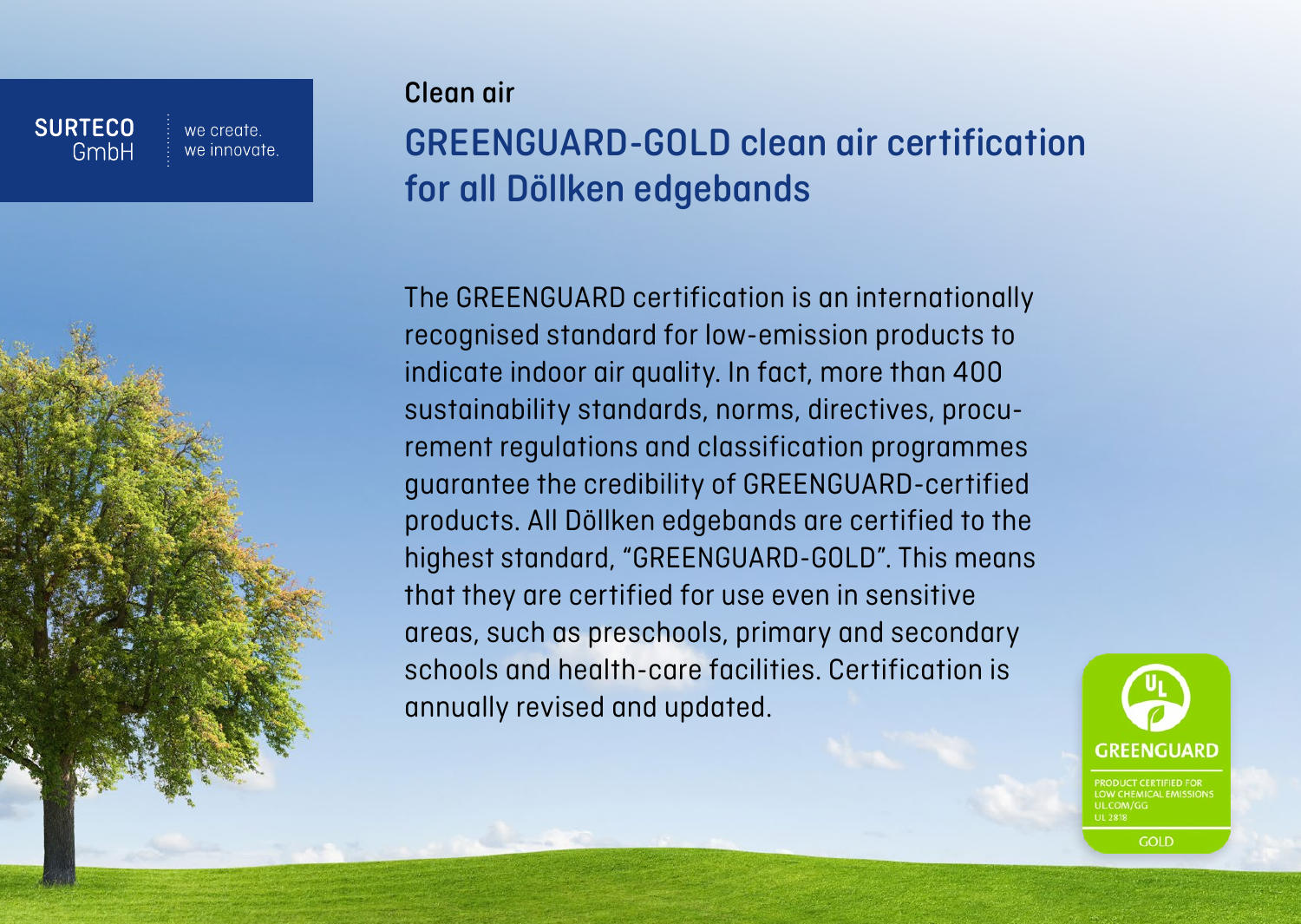SURTECO GmbH

we create.
we innovate.

Clean air

# GREENGUARD-GOLD clean air certification for all Döllken edgebands

The GREENGUARD certification is an internationally recognised standard for low-emission products to indicate indoor air quality. In fact, more than 400 sustainability standards, norms, directives, procurement regulations and classification programmes guarantee the credibility of GREENGUARD-certified products. All Döllken edgebands are certified to the highest standard, "GREENGUARD-GOLD". This means that they are certified for use even in sensitive areas, such as preschools, primary and secondary schools and health-care facilities. Certification is annually revised and updated.

UL
GREENGUARD
PRODUCT CERTIFIED FOR LOW CHEMICAL EMISSIONS
UL.COM/GG
UL 2818
GOLD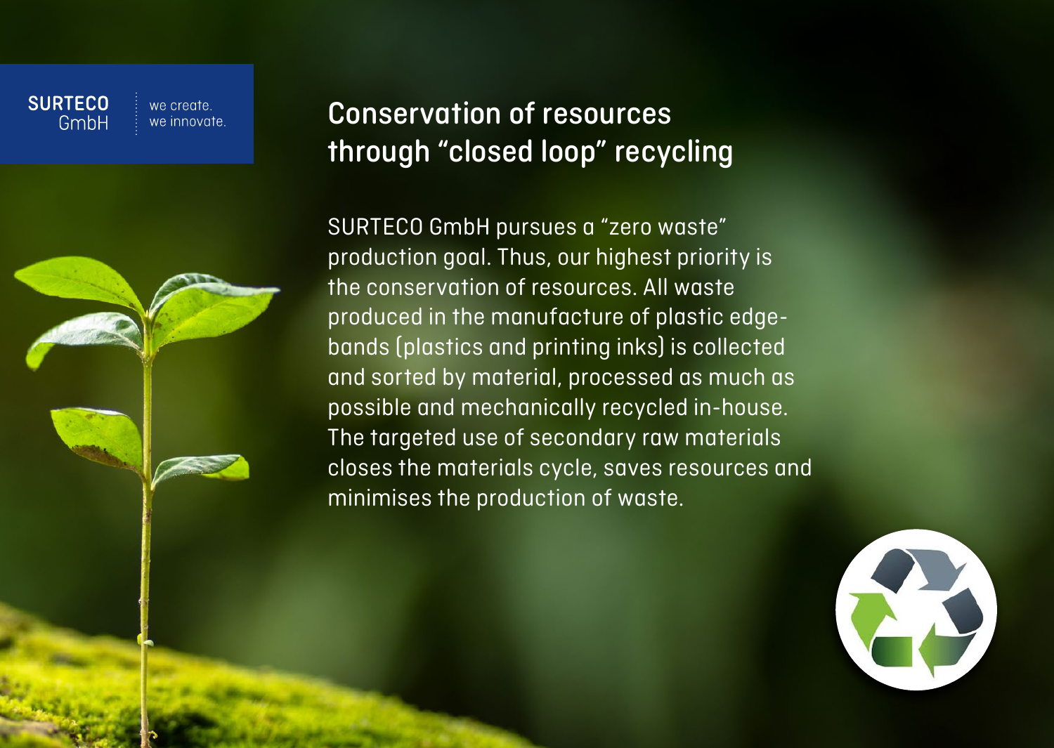SURTECO GmbH

we create.
we innovate.

# Conservation of resources through “closed loop” recycling

SURTECO GmbH pursues a “zero waste” production goal. Thus, our highest priority is the conservation of resources. All waste produced in the manufacture of plastic edge-bands (plastics and printing inks) is collected and sorted by material, processed as much as possible and mechanically recycled in-house. The targeted use of secondary raw materials closes the materials cycle, saves resources and minimises the production of waste.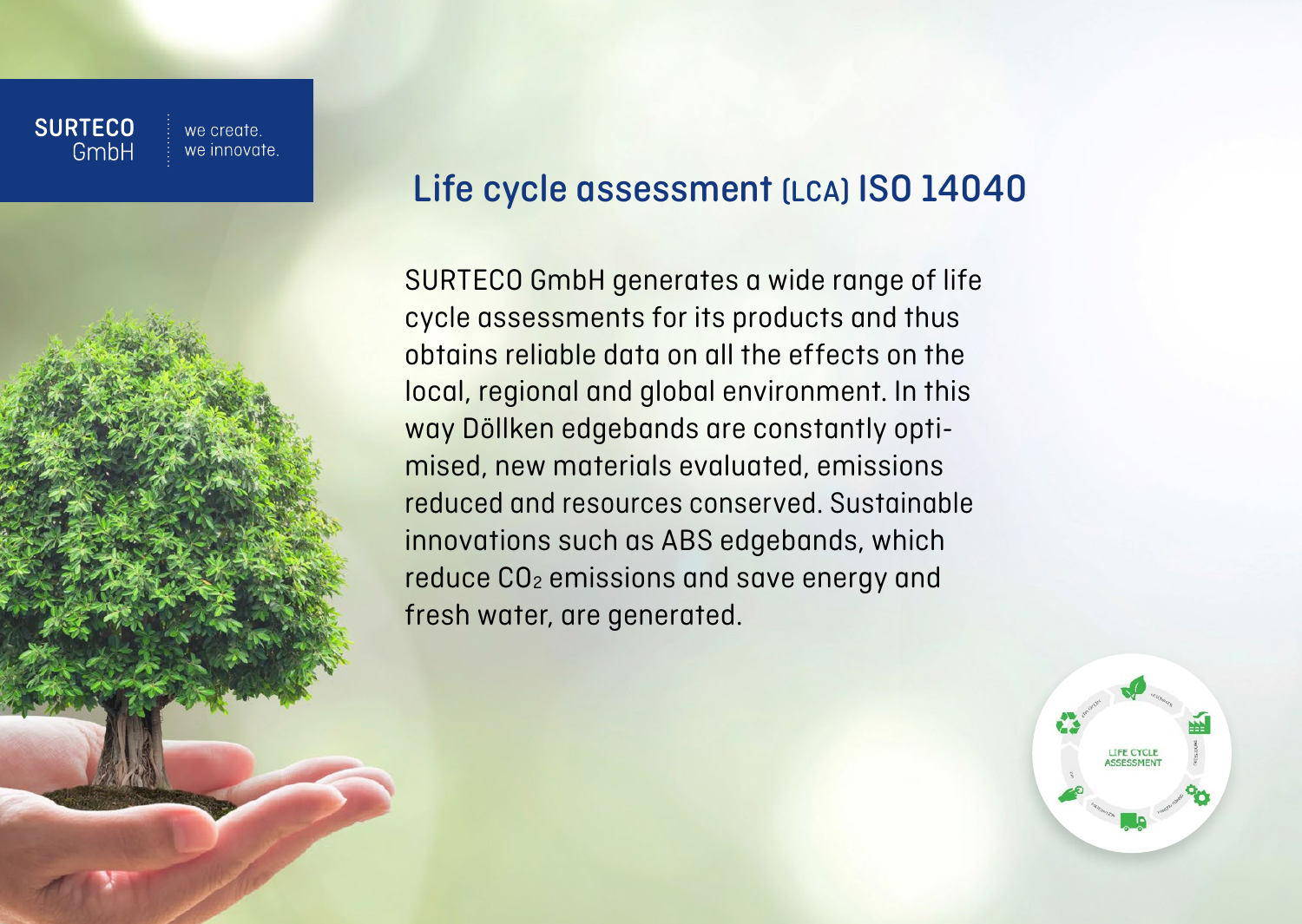SURTECO GmbH

we create.
we innovate.

# Life cycle assessment (LCA) ISO 14040

SURTECO GmbH generates a wide range of life cycle assessments for its products and thus obtains reliable data on all the effects on the local, regional and global environment. In this way Döllken edgebands are constantly optimised, new materials evaluated, emissions reduced and resources conserved. Sustainable innovations such as ABS edgebands, which reduce $CO_2$ emissions and save energy and fresh water, are generated.

LIFE CYCLE ASSESSMENT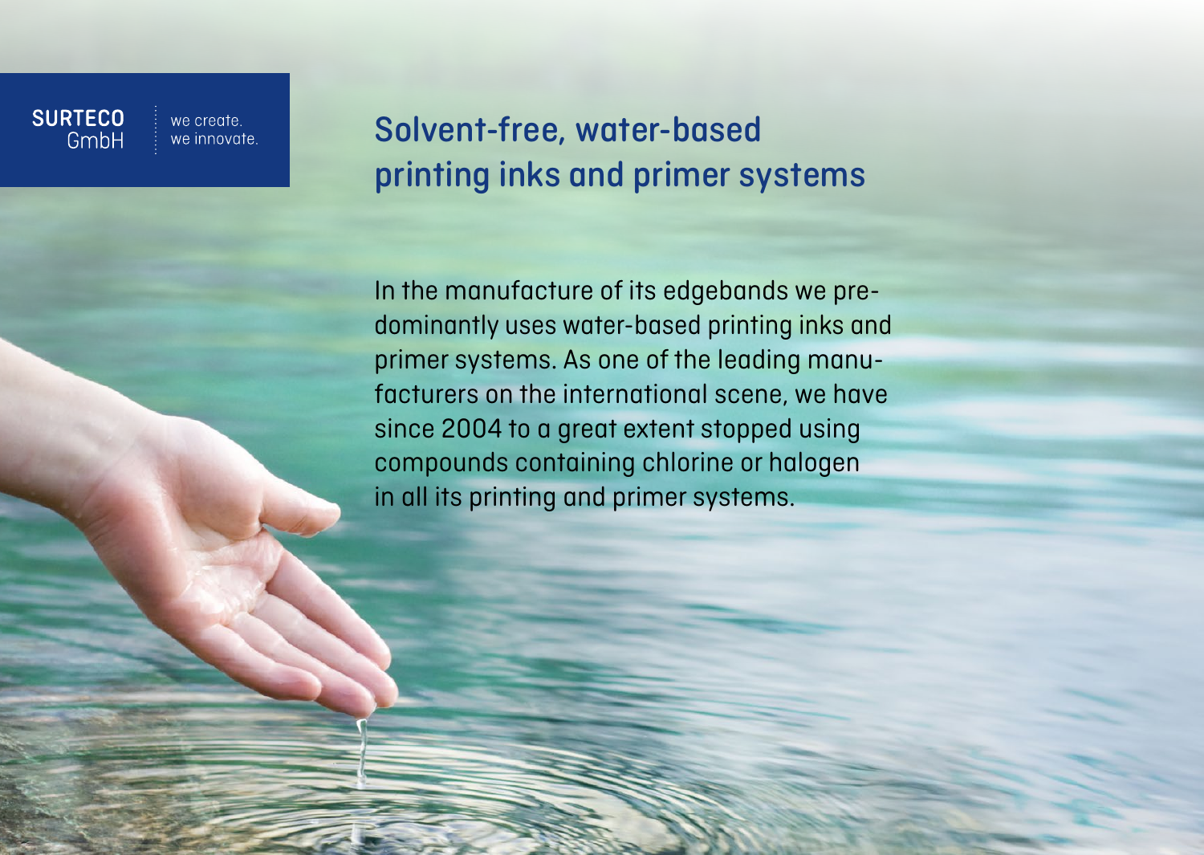SURTECO GmbH

we create.
we innovate.

# Solvent-free, water-based printing inks and primer systems

In the manufacture of its edgebands we predominantly uses water-based printing inks and primer systems. As one of the leading manufacturers on the international scene, we have since 2004 to a great extent stopped using compounds containing chlorine or halogen in all its printing and primer systems.